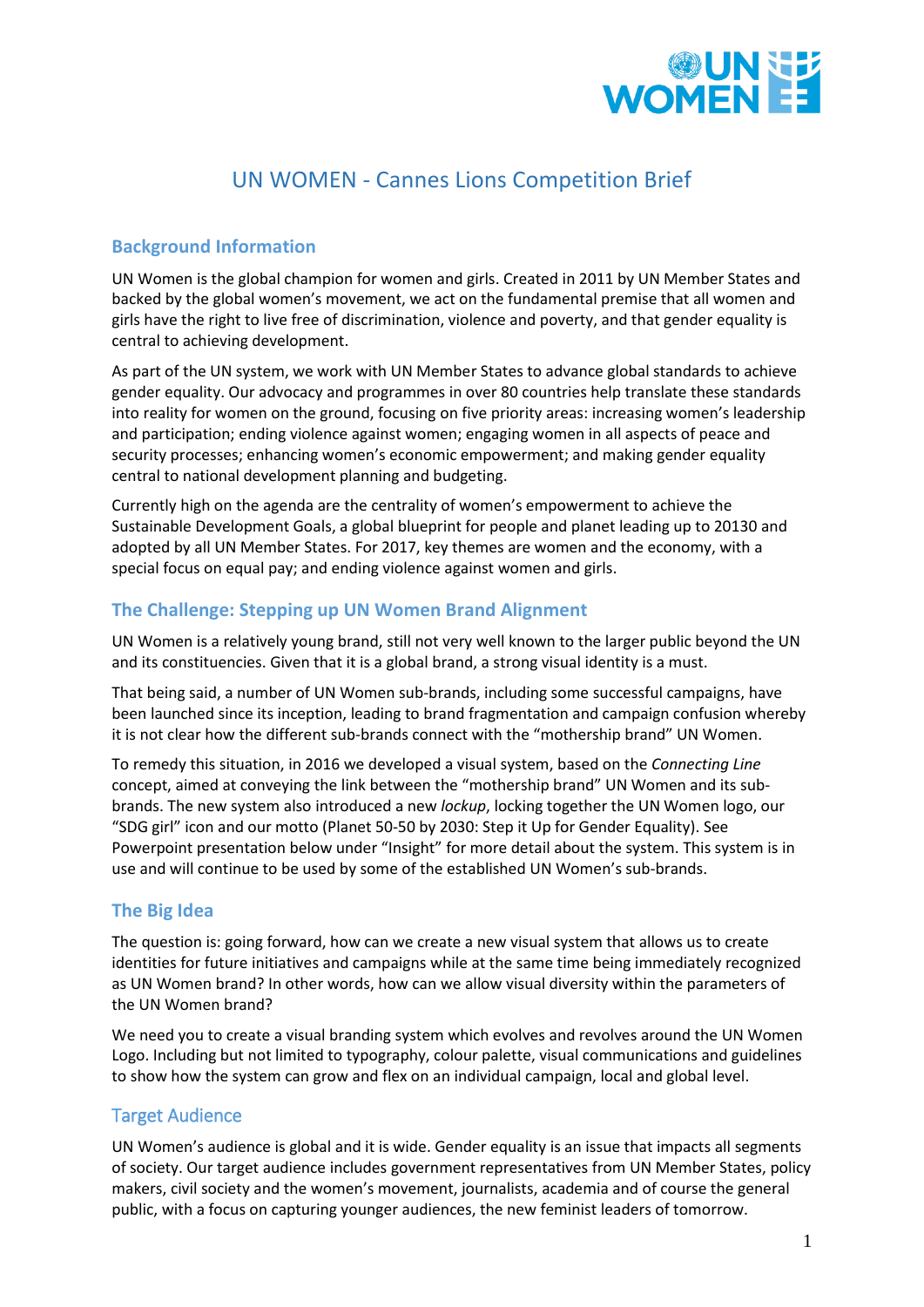# UN WOMEN - Cannes Lions Competition Brief

## Background Information

UN Women is the global champion for women and girls. Created in 2011 by UN Member States and backed by the global women's movement, we act on the fundamental premise that all women and girls have the right to live free of discrimination, violence and poverty, and that gender equality is central to achieving development.

As part of the UN system, we work with UN Member States to advance global standards to achieve gender equality. Our advocacy and programmes in over 80 countries help translate these standards into reality for women on the ground, focusing on five priority areas: increasing women's leadership and participation; ending violence against women; engaging women in all aspects of peace and security processes; enhancing women's economic empowerment; and making gender equality central to national development planning and budgeting.

Currently high on the agenda are the centrality of women's empowerment to achieve the Sustainable Development Goals, a global blueprint for people and planet leading up to 20130 and adopted by all UN Member States. For 2017, key themes are women and the economy, with a special focus on equal pay; and ending violence against women and girls.

## The Challenge: Stepping up UN Women Brand Alignment

UN Women is a relatively young brand, still not very well known to the larger public beyond the UN and its constituencies. Given that it is a global brand, a strong visual identity is a must.

That being said, a number of UN Women sub-brands, including some successful campaigns, have been launched since its inception, leading to brand fragmentation and campaign confusion whereby it is not clear how the different sub-brands connect with the "mothership brand" UN Women.

To remedy this situation, in 2016 we developed a visual system, based on the *Connecting Line* concept, aimed at conveying the link between the "mothership brand" UN Women and its sub-brands. The new system also introduced a new *lockup*, locking together the UN Women logo, our "SDG girl" icon and our motto (Planet 50-50 by 2030: Step it Up for Gender Equality). See Powerpoint presentation below under "Insight" for more detail about the system. This system is in use and will continue to be used by some of the established UN Women's sub-brands.

## The Big Idea

The question is: going forward, how can we create a new visual system that allows us to create identities for future initiatives and campaigns while at the same time being immediately recognized as UN Women brand? In other words, how can we allow visual diversity within the parameters of the UN Women brand?

We need you to create a visual branding system which evolves and revolves around the UN Women Logo. Including but not limited to typography, colour palette, visual communications and guidelines to show how the system can grow and flex on an individual campaign, local and global level.

## Target Audience

UN Women's audience is global and it is wide. Gender equality is an issue that impacts all segments of society. Our target audience includes government representatives from UN Member States, policy makers, civil society and the women's movement, journalists, academia and of course the general public, with a focus on capturing younger audiences, the new feminist leaders of tomorrow.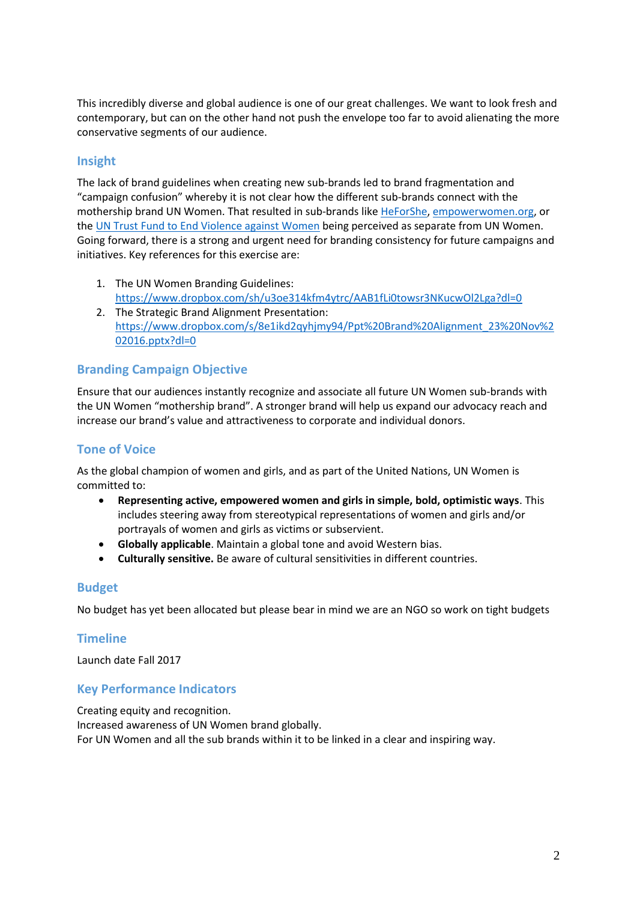This incredibly diverse and global audience is one of our great challenges. We want to look fresh and contemporary, but can on the other hand not push the envelope too far to avoid alienating the more conservative segments of our audience.

## Insight

The lack of brand guidelines when creating new sub-brands led to brand fragmentation and "campaign confusion" whereby it is not clear how the different sub-brands connect with the mothership brand UN Women. That resulted in sub-brands like HeForShe, empowerwomen.org, or the UN Trust Fund to End Violence against Women being perceived as separate from UN Women. Going forward, there is a strong and urgent need for branding consistency for future campaigns and initiatives. Key references for this exercise are:

1. The UN Women Branding Guidelines: https://www.dropbox.com/sh/u3oe314kfm4ytrc/AAB1fLi0towsr3NKucwOl2Lga?dl=0
2. The Strategic Brand Alignment Presentation: https://www.dropbox.com/s/8e1ikd2qyhjmy94/Ppt%20Brand%20Alignment_23%20Nov%202016.pptx?dl=0

## Branding Campaign Objective

Ensure that our audiences instantly recognize and associate all future UN Women sub-brands with the UN Women "mothership brand". A stronger brand will help us expand our advocacy reach and increase our brand's value and attractiveness to corporate and individual donors.

## Tone of Voice

As the global champion of women and girls, and as part of the United Nations, UN Women is committed to:

- **Representing active, empowered women and girls in simple, bold, optimistic ways**. This includes steering away from stereotypical representations of women and girls and/or portrayals of women and girls as victims or subservient.
- **Globally applicable**. Maintain a global tone and avoid Western bias.
- **Culturally sensitive.** Be aware of cultural sensitivities in different countries.

## Budget

No budget has yet been allocated but please bear in mind we are an NGO so work on tight budgets

## Timeline

Launch date Fall 2017

## Key Performance Indicators

Creating equity and recognition.
Increased awareness of UN Women brand globally.
For UN Women and all the sub brands within it to be linked in a clear and inspiring way.